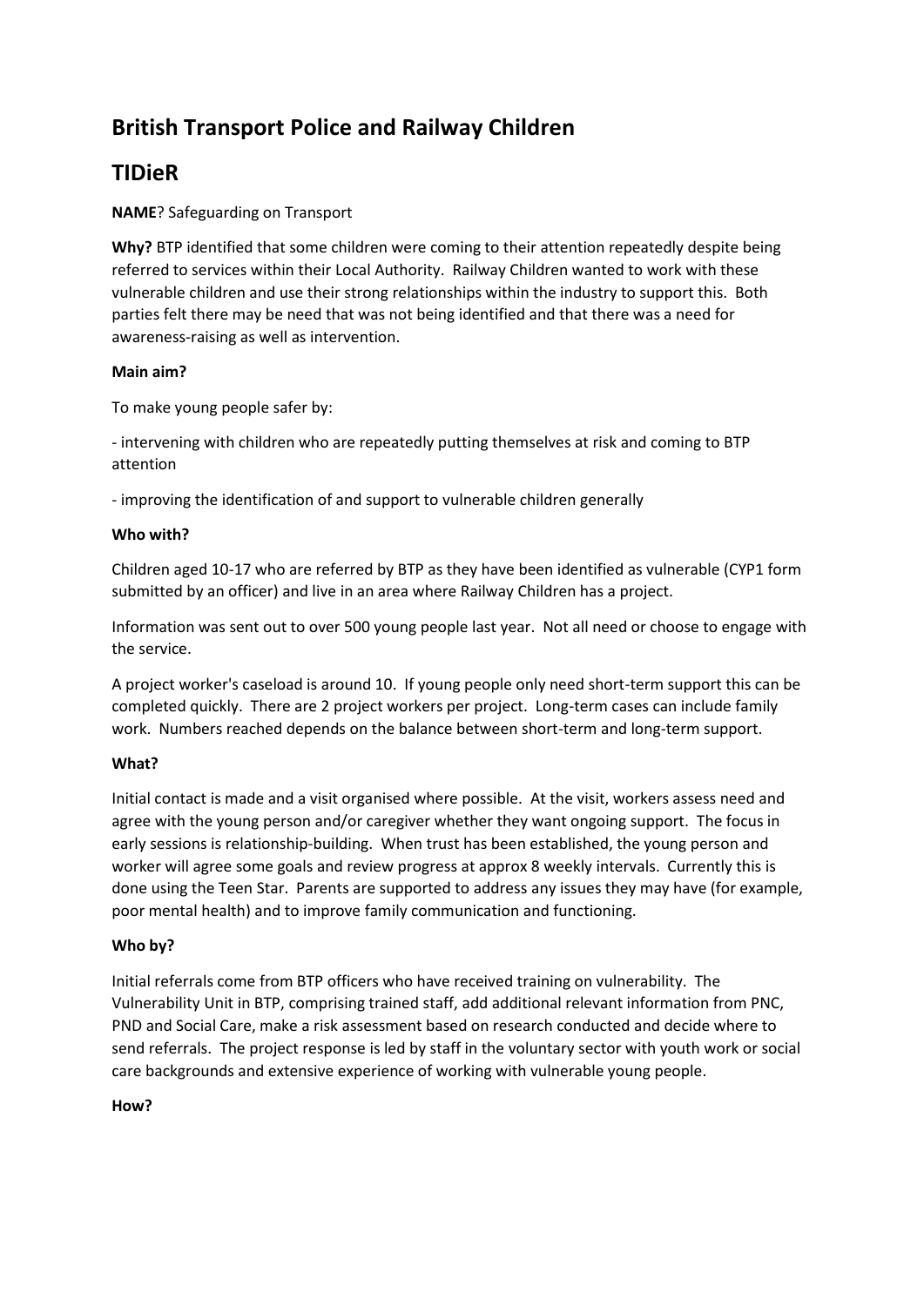# British Transport Police and Railway Children

# TIDieR

**NAME**? Safeguarding on Transport

**Why?** BTP identified that some children were coming to their attention repeatedly despite being referred to services within their Local Authority. Railway Children wanted to work with these vulnerable children and use their strong relationships within the industry to support this. Both parties felt there may be need that was not being identified and that there was a need for awareness-raising as well as intervention.

**Main aim?**

To make young people safer by:

- intervening with children who are repeatedly putting themselves at risk and coming to BTP attention

- improving the identification of and support to vulnerable children generally

**Who with?**

Children aged 10-17 who are referred by BTP as they have been identified as vulnerable (CYP1 form submitted by an officer) and live in an area where Railway Children has a project.

Information was sent out to over 500 young people last year. Not all need or choose to engage with the service.

A project worker's caseload is around 10. If young people only need short-term support this can be completed quickly. There are 2 project workers per project. Long-term cases can include family work. Numbers reached depends on the balance between short-term and long-term support.

**What?**

Initial contact is made and a visit organised where possible. At the visit, workers assess need and agree with the young person and/or caregiver whether they want ongoing support. The focus in early sessions is relationship-building. When trust has been established, the young person and worker will agree some goals and review progress at approx 8 weekly intervals. Currently this is done using the Teen Star. Parents are supported to address any issues they may have (for example, poor mental health) and to improve family communication and functioning.

**Who by?**

Initial referrals come from BTP officers who have received training on vulnerability. The Vulnerability Unit in BTP, comprising trained staff, add additional relevant information from PNC, PND and Social Care, make a risk assessment based on research conducted and decide where to send referrals. The project response is led by staff in the voluntary sector with youth work or social care backgrounds and extensive experience of working with vulnerable young people.

**How?**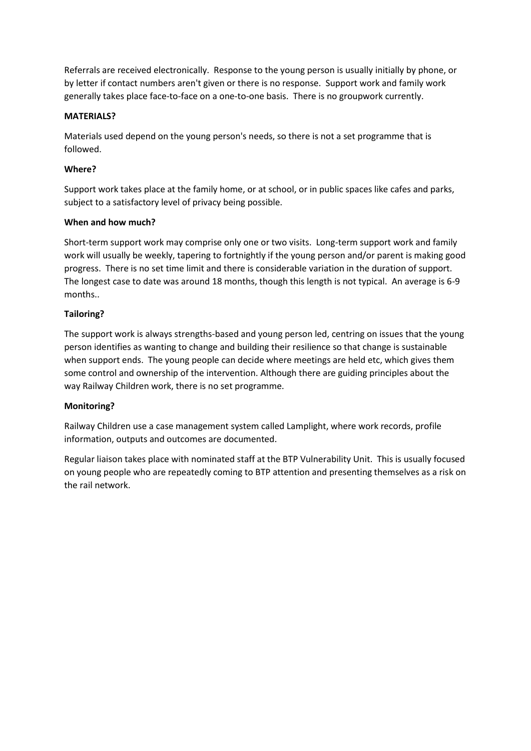Referrals are received electronically. Response to the young person is usually initially by phone, or by letter if contact numbers aren't given or there is no response. Support work and family work generally takes place face-to-face on a one-to-one basis. There is no groupwork currently.

**MATERIALS?**

Materials used depend on the young person's needs, so there is not a set programme that is followed.

**Where?**

Support work takes place at the family home, or at school, or in public spaces like cafes and parks, subject to a satisfactory level of privacy being possible.

**When and how much?**

Short-term support work may comprise only one or two visits. Long-term support work and family work will usually be weekly, tapering to fortnightly if the young person and/or parent is making good progress. There is no set time limit and there is considerable variation in the duration of support. The longest case to date was around 18 months, though this length is not typical. An average is 6-9 months..

**Tailoring?**

The support work is always strengths-based and young person led, centring on issues that the young person identifies as wanting to change and building their resilience so that change is sustainable when support ends. The young people can decide where meetings are held etc, which gives them some control and ownership of the intervention. Although there are guiding principles about the way Railway Children work, there is no set programme.

**Monitoring?**

Railway Children use a case management system called Lamplight, where work records, profile information, outputs and outcomes are documented.

Regular liaison takes place with nominated staff at the BTP Vulnerability Unit. This is usually focused on young people who are repeatedly coming to BTP attention and presenting themselves as a risk on the rail network.